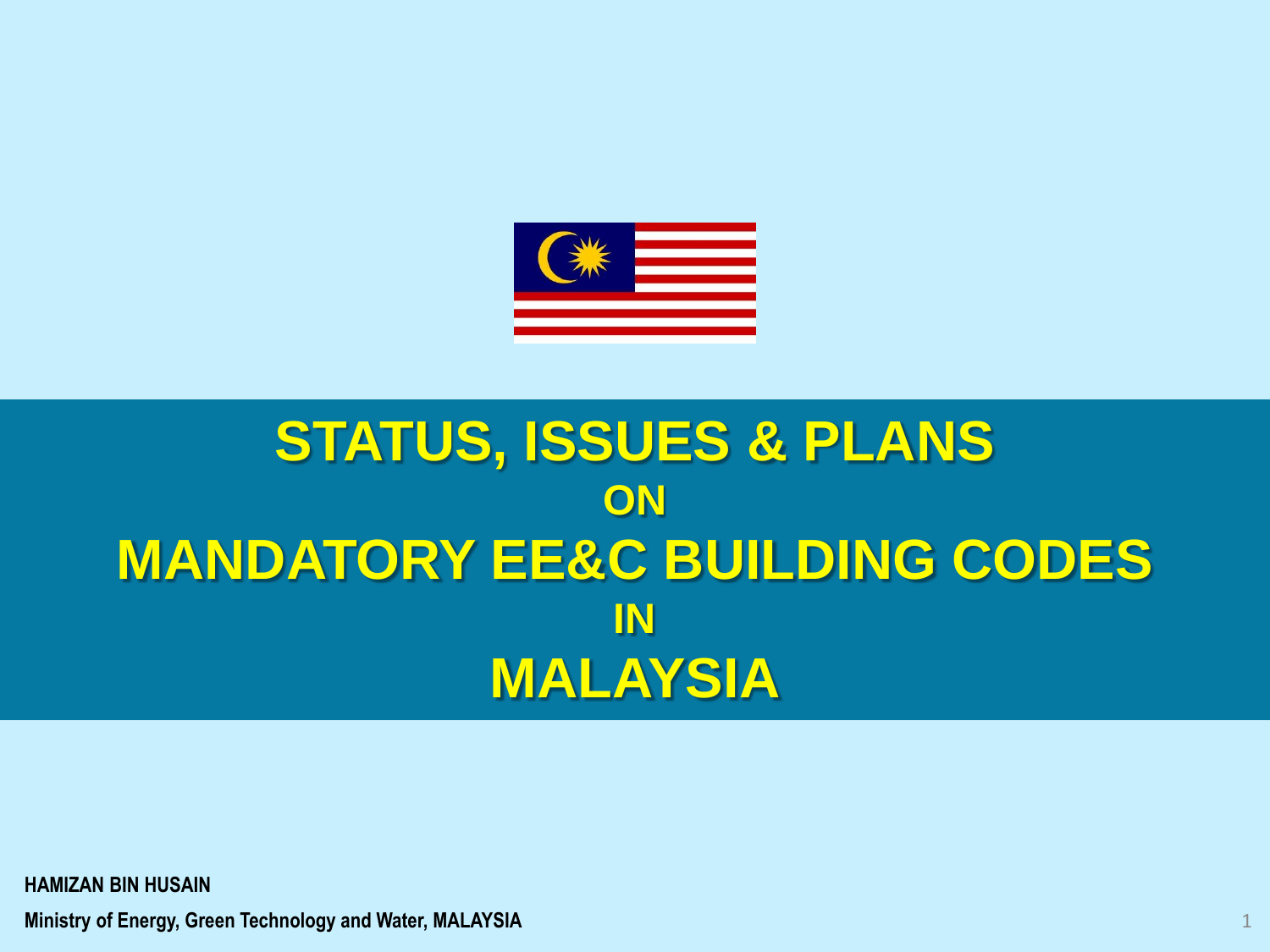# STATUS, ISSUES & PLANS ON MANDATORY EE&C BUILDING CODES IN MALAYSIA

**HAMIZAN BIN HUSAIN**

**Ministry of Energy, Green Technology and Water, MALAYSIA**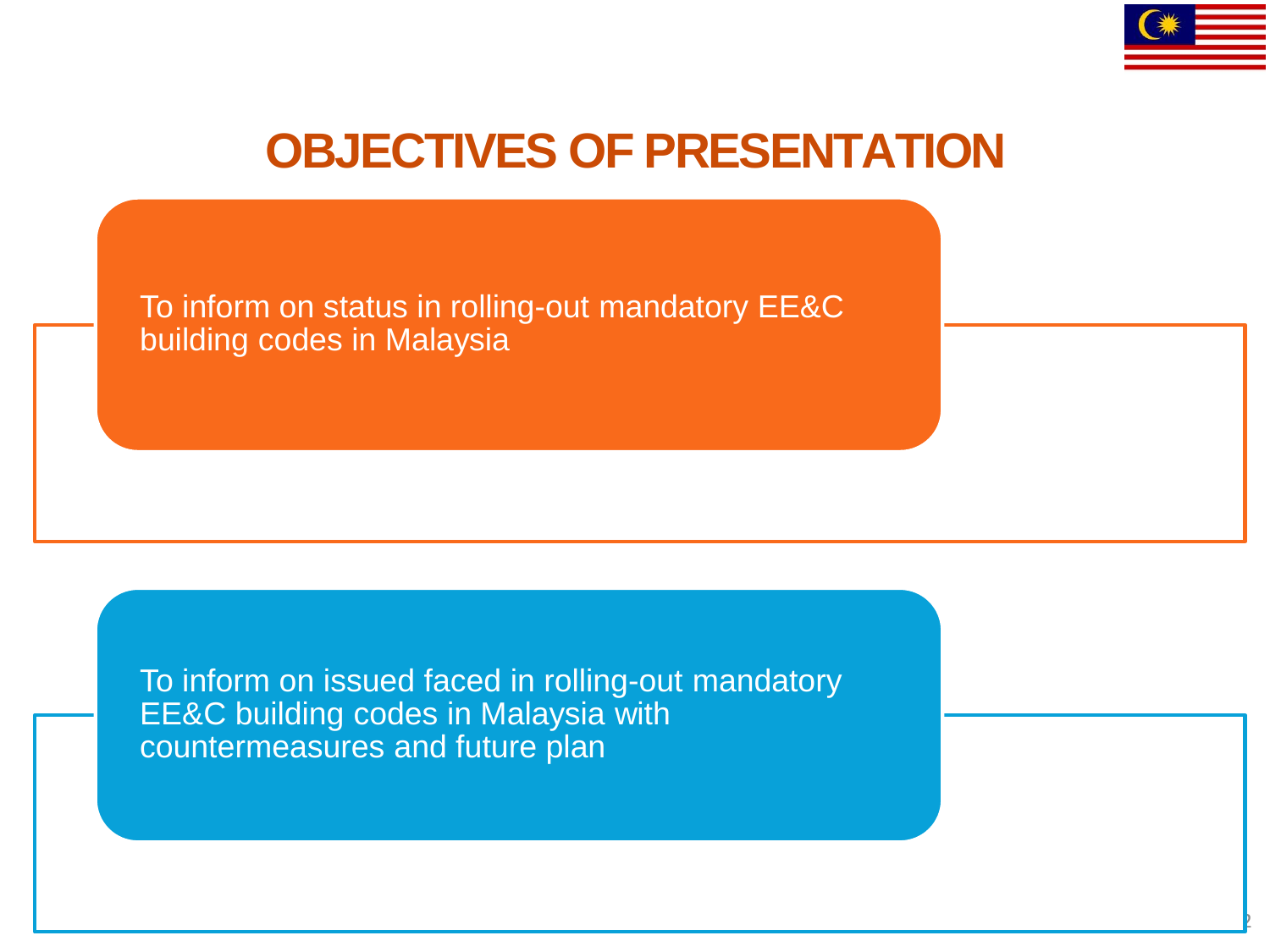# OBJECTIVES OF PRESENTATION

To inform on status in rolling-out mandatory EE&C building codes in Malaysia

To inform on issued faced in rolling-out mandatory EE&C building codes in Malaysia with countermeasures and future plan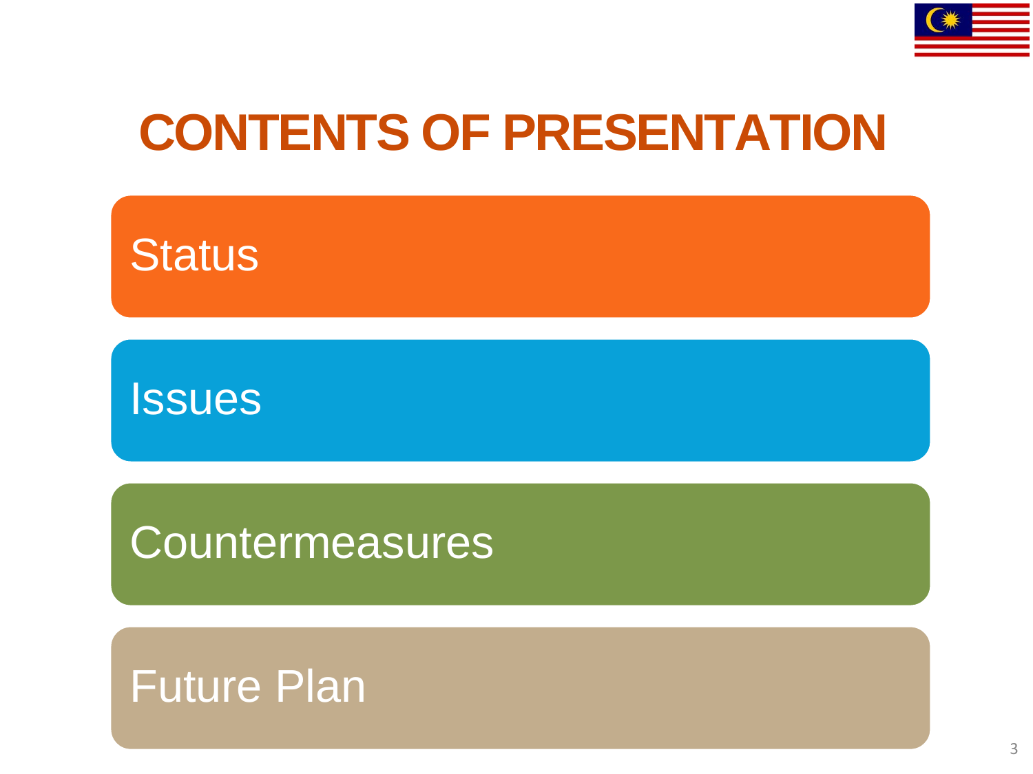# CONTENTS OF PRESENTATION

- Status
- Issues
- Countermeasures
- Future Plan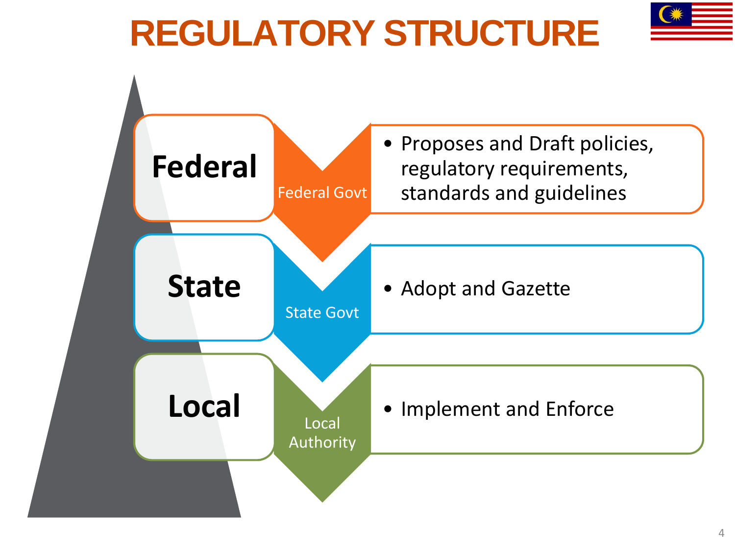# REGULATORY STRUCTURE

## Federal

Federal Govt

- Proposes and Draft policies, regulatory requirements, standards and guidelines

## State

State Govt

- Adopt and Gazette

## Local

Local Authority

- Implement and Enforce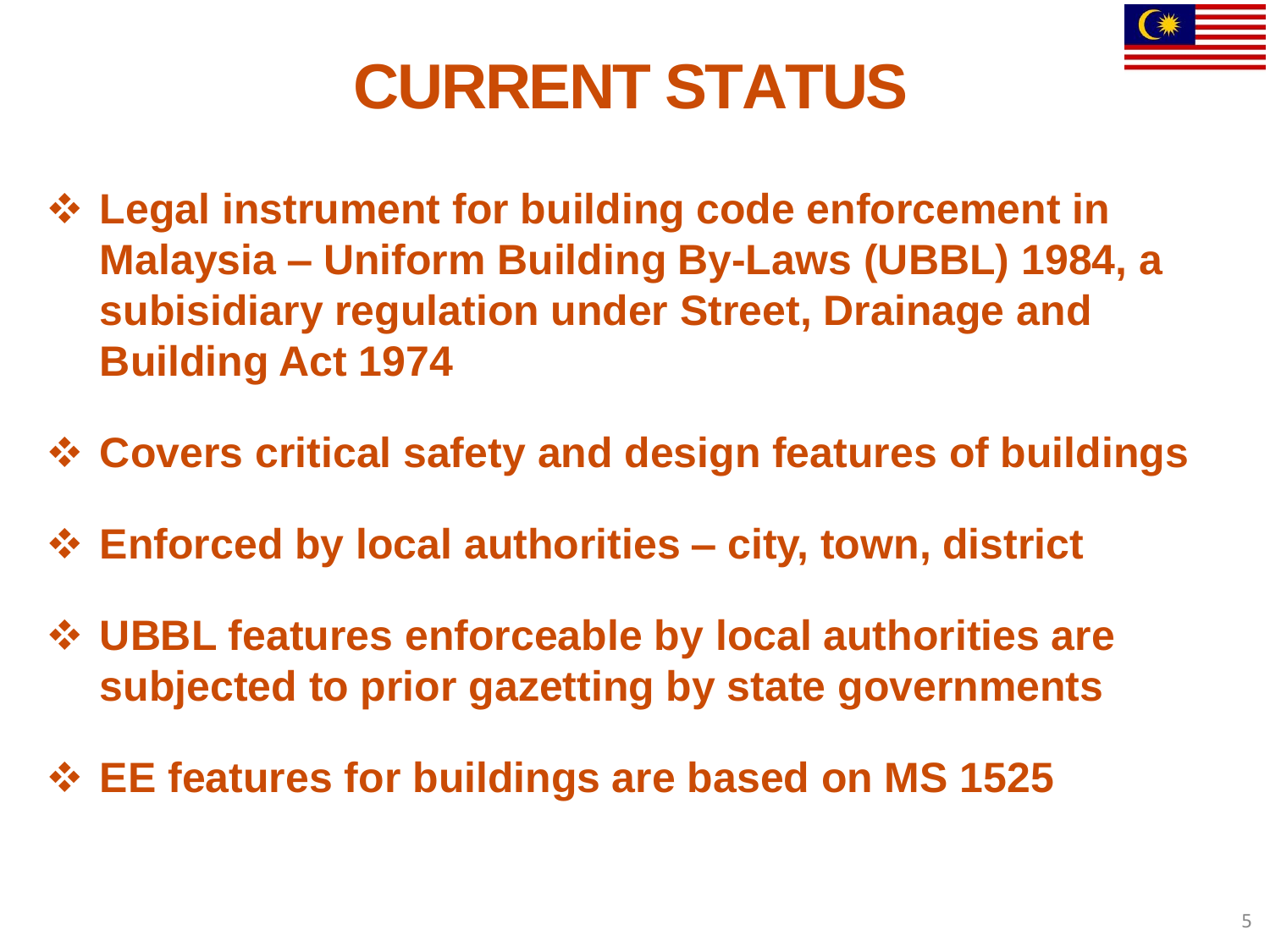# CURRENT STATUS

- **Legal instrument for building code enforcement in Malaysia – Uniform Building By-Laws (UBBL) 1984, a subisidiary regulation under Street, Drainage and Building Act 1974**
- **Covers critical safety and design features of buildings**
- **Enforced by local authorities – city, town, district**
- **UBBL features enforceable by local authorities are subjected to prior gazetting by state governments**
- **EE features for buildings are based on MS 1525**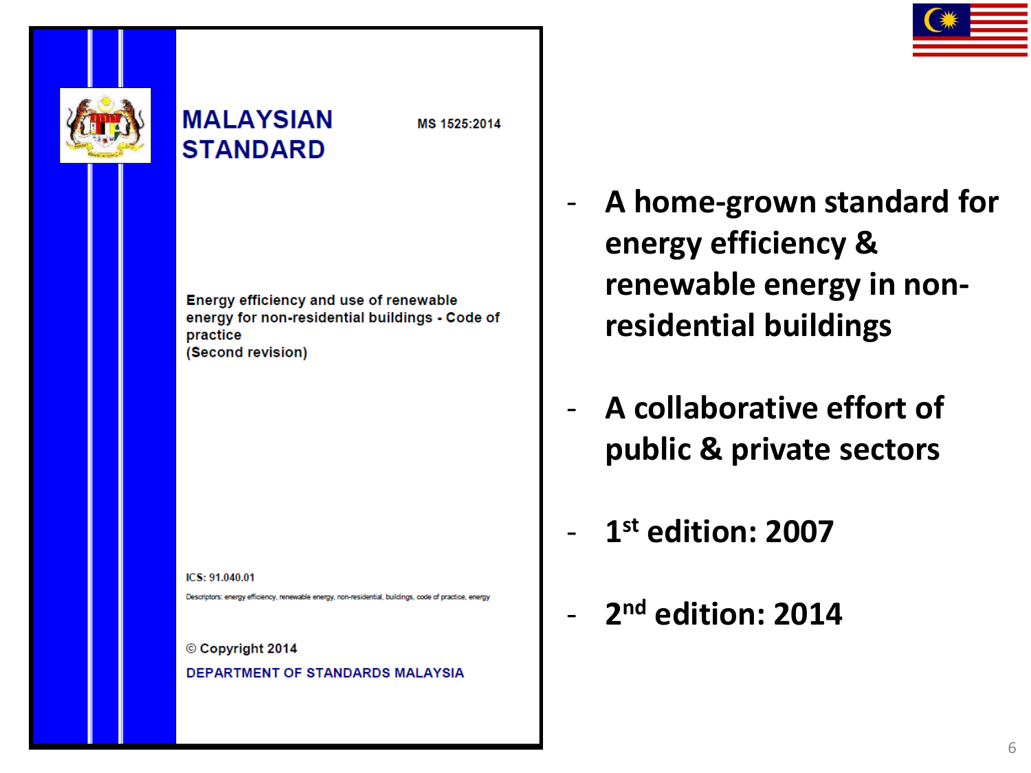MALAYSIAN STANDARD

MS 1525:2014

Energy efficiency and use of renewable energy for non-residential buildings - Code of practice
(Second revision)

ICS: 91.040.01

Descriptors: energy efficiency, renewable energy, non-residential, buildings, code of practice, energy

© Copyright 2014

DEPARTMENT OF STANDARDS MALAYSIA

- **A home-grown standard for energy efficiency & renewable energy in non-residential buildings**
- **A collaborative effort of public & private sectors**
- **1st edition: 2007**
- **2nd edition: 2014**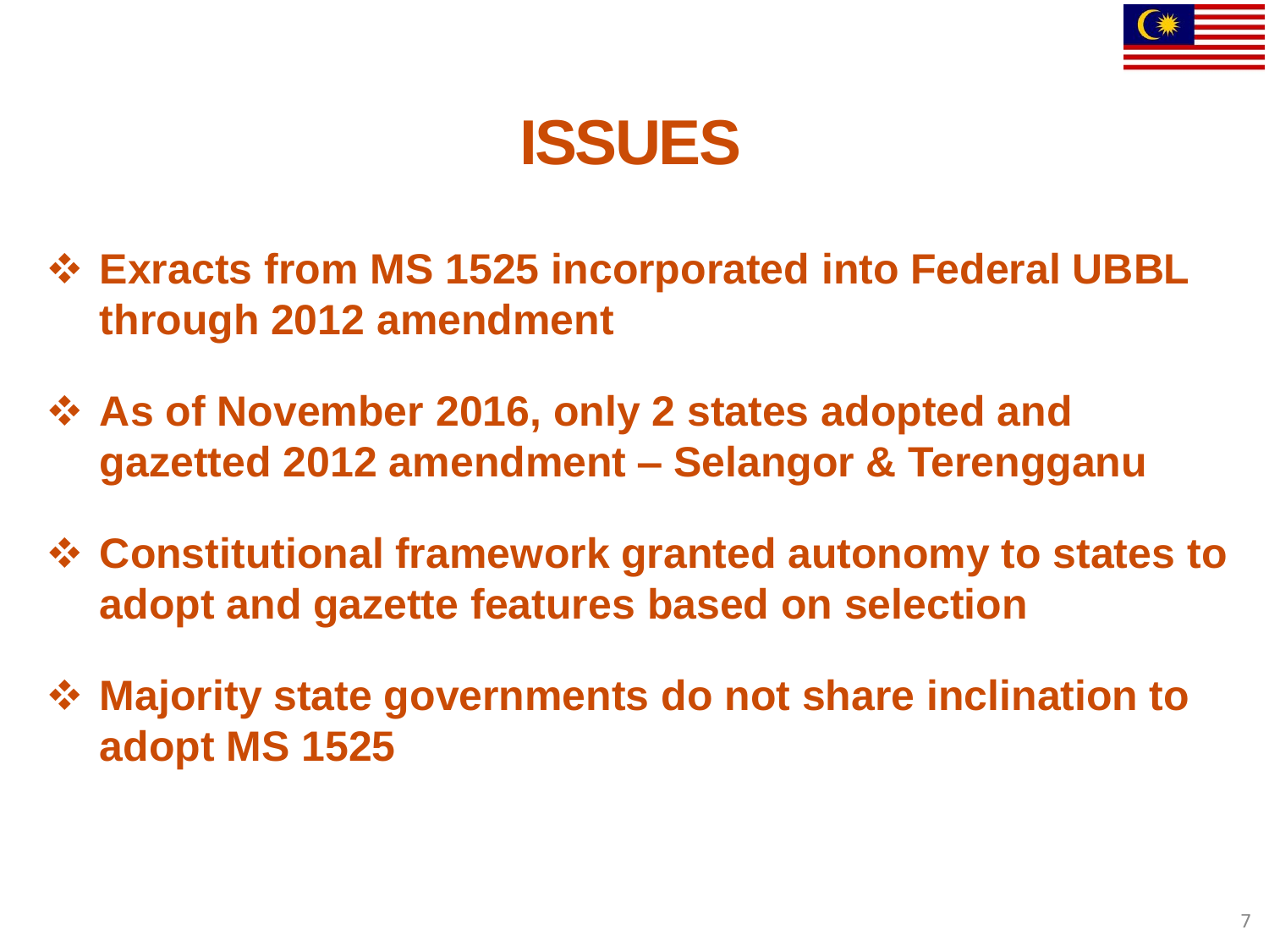# ISSUES

- **Exracts from MS 1525 incorporated into Federal UBBL through 2012 amendment**
- **As of November 2016, only 2 states adopted and gazetted 2012 amendment – Selangor & Terengganu**
- **Constitutional framework granted autonomy to states to adopt and gazette features based on selection**
- **Majority state governments do not share inclination to adopt MS 1525**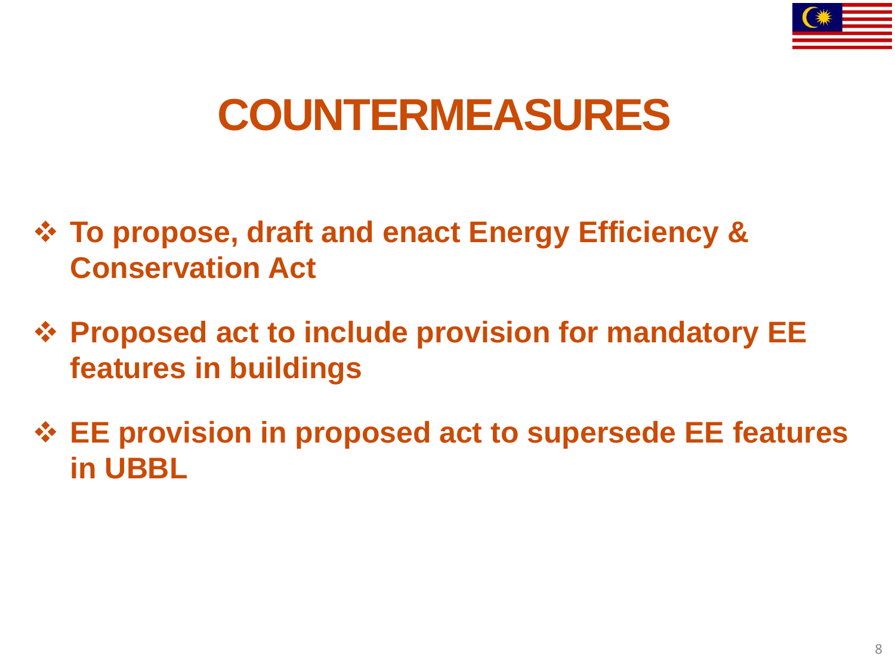# COUNTERMEASURES

- **To propose, draft and enact Energy Efficiency & Conservation Act**
- **Proposed act to include provision for mandatory EE features in buildings**
- **EE provision in proposed act to supersede EE features in UBBL**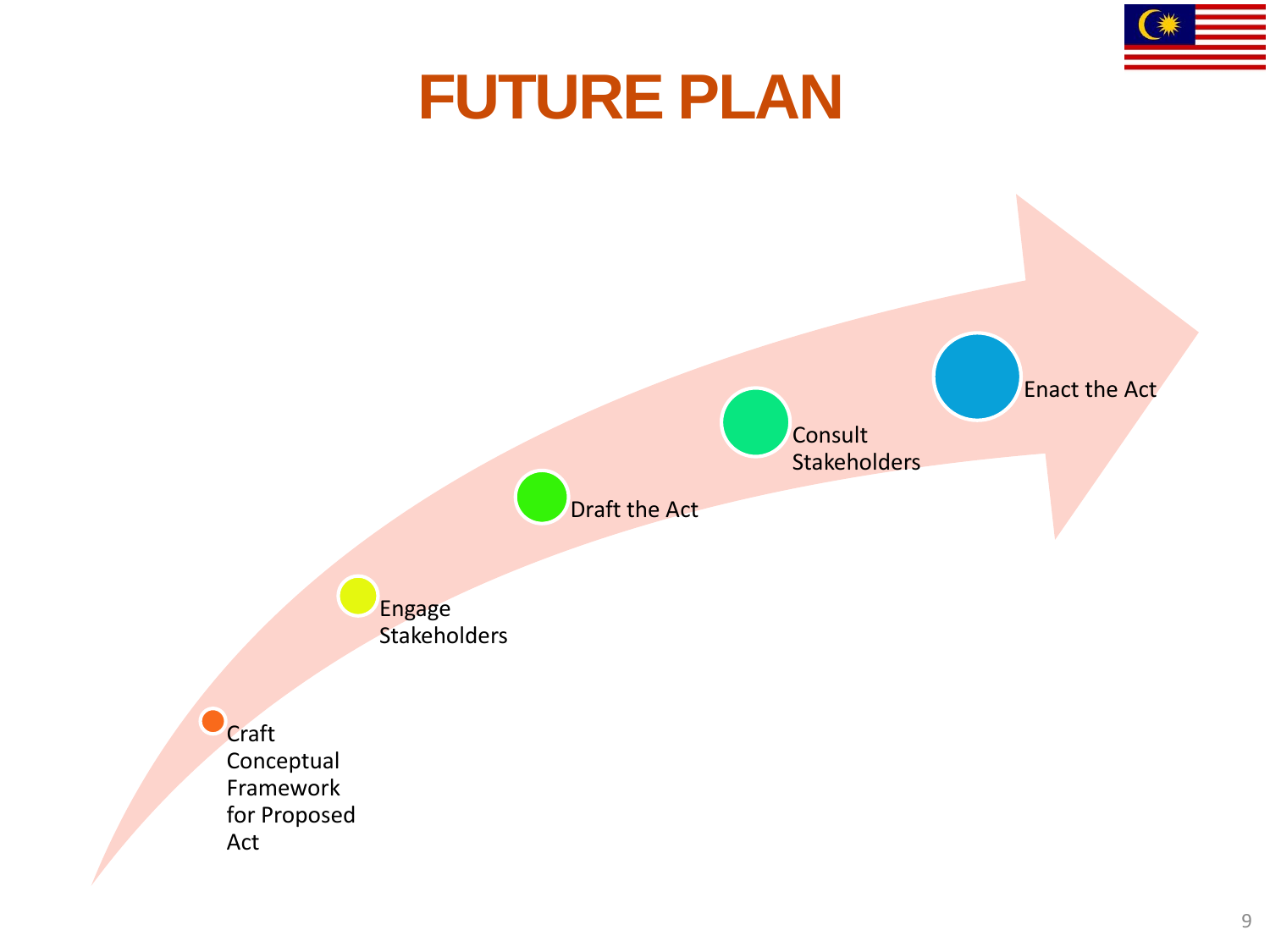# FUTURE PLAN

1. Craft Conceptual Framework for Proposed Act
2. Engage Stakeholders
3. Draft the Act
4. Consult Stakeholders
5. Enact the Act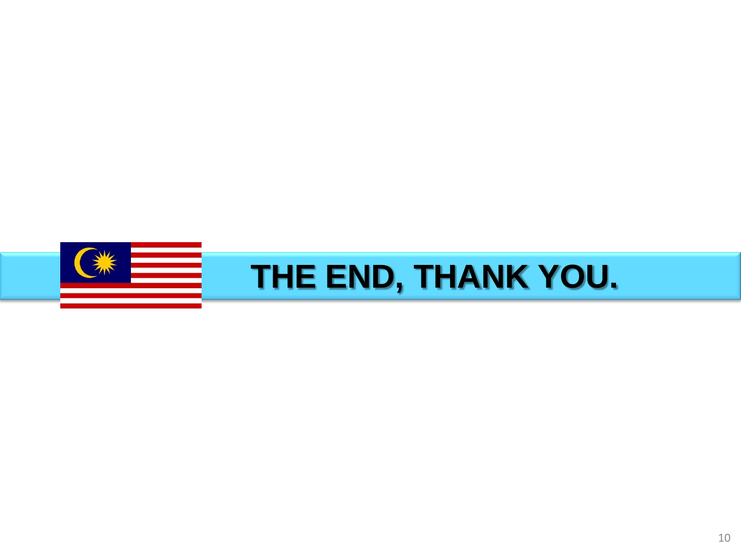# THE END, THANK YOU.